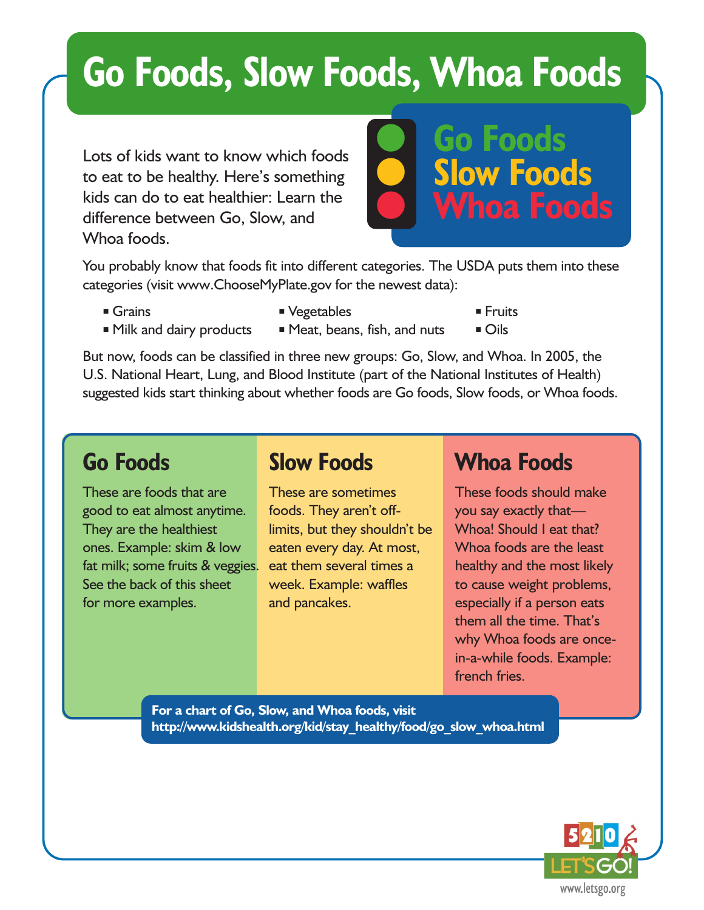# Go Foods, Slow Foods, Whoa Foods

Lots of kids want to know which foods to eat to be healthy. Here's something kids can do to eat healthier: Learn the difference between Go, Slow, and Whoa foods.

Go Foods
Slow Foods
Whoa Foods

You probably know that foods fit into different categories. The USDA puts them into these categories (visit www.ChooseMyPlate.gov for the newest data):

- Grains
- Milk and dairy products
- Vegetables
- Meat, beans, fish, and nuts
- Fruits
- Oils

But now, foods can be classified in three new groups: Go, Slow, and Whoa. In 2005, the U.S. National Heart, Lung, and Blood Institute (part of the National Institutes of Health) suggested kids start thinking about whether foods are Go foods, Slow foods, or Whoa foods.

## Go Foods

These are foods that are good to eat almost anytime. They are the healthiest ones. Example: skim & low fat milk; some fruits & veggies. See the back of this sheet for more examples.

## Slow Foods

These are sometimes foods. They aren't off-limits, but they shouldn't be eaten every day. At most, eat them several times a week. Example: waffles and pancakes.

## Whoa Foods

These foods should make you say exactly that—Whoa! Should I eat that? Whoa foods are the least healthy and the most likely to cause weight problems, especially if a person eats them all the time. That's why Whoa foods are once-in-a-while foods. Example: french fries.

**For a chart of Go, Slow, and Whoa foods, visit http://www.kidshealth.org/kid/stay_healthy/food/go_slow_whoa.html**

5210 LET'SGO!
www.letsgo.org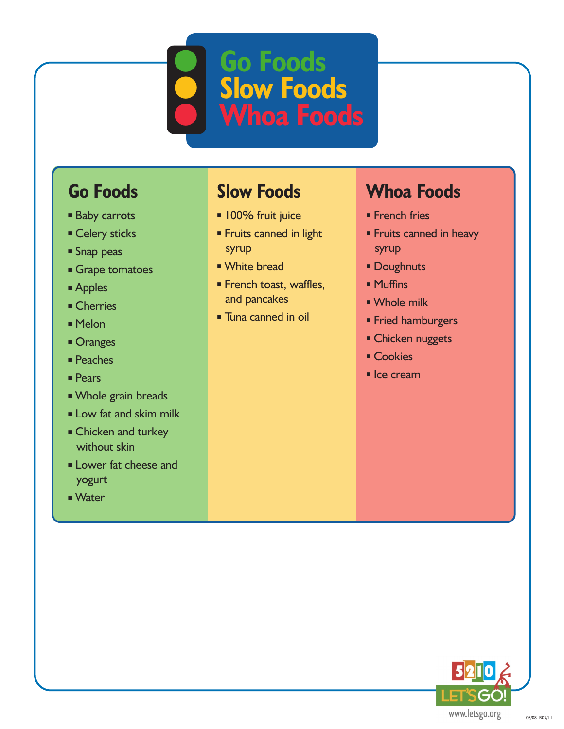# Go Foods
# Slow Foods
# Whoa Foods

## Go Foods

- Baby carrots
- Celery sticks
- Snap peas
- Grape tomatoes
- Apples
- Cherries
- Melon
- Oranges
- Peaches
- Pears
- Whole grain breads
- Low fat and skim milk
- Chicken and turkey without skin
- Lower fat cheese and yogurt
- Water

## Slow Foods

- 100% fruit juice
- Fruits canned in light syrup
- White bread
- French toast, waffles, and pancakes
- Tuna canned in oil

## Whoa Foods

- French fries
- Fruits canned in heavy syrup
- Doughnuts
- Muffins
- Whole milk
- Fried hamburgers
- Chicken nuggets
- Cookies
- Ice cream

5210 LET'S GO!

www.letsgo.org

08/08 R07/11